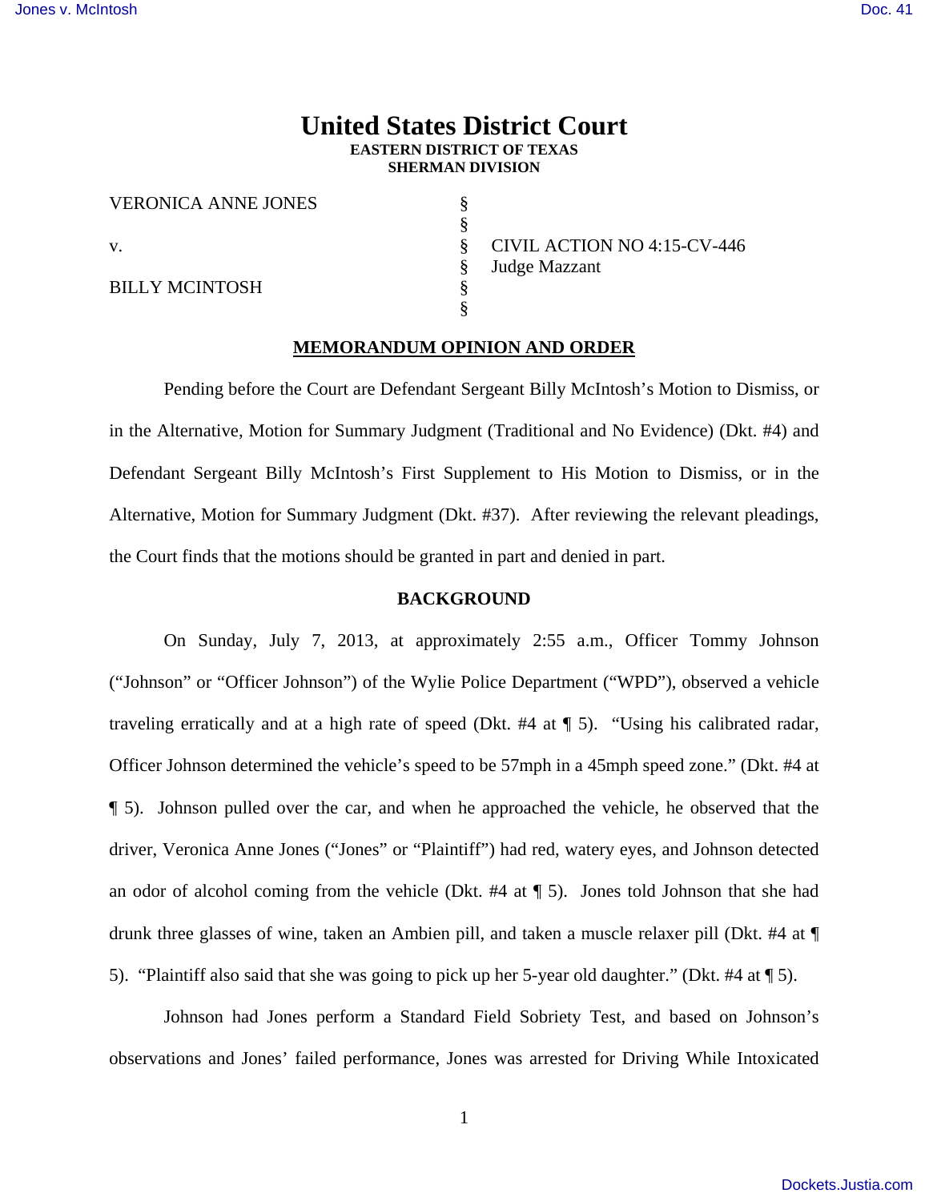# United States District Court
**EASTERN DISTRICT OF TEXAS**
**SHERMAN DIVISION**

| | | |
|---|---|---|
| VERONICA ANNE JONES | § | |
| | § | |
| v. | § | CIVIL ACTION NO 4:15-CV-446 |
| | § | Judge Mazzant |
| BILLY MCINTOSH | § | |
| | § | |

## MEMORANDUM OPINION AND ORDER

Pending before the Court are Defendant Sergeant Billy McIntosh's Motion to Dismiss, or in the Alternative, Motion for Summary Judgment (Traditional and No Evidence) (Dkt. #4) and Defendant Sergeant Billy McIntosh's First Supplement to His Motion to Dismiss, or in the Alternative, Motion for Summary Judgment (Dkt. #37). After reviewing the relevant pleadings, the Court finds that the motions should be granted in part and denied in part.

## BACKGROUND

On Sunday, July 7, 2013, at approximately 2:55 a.m., Officer Tommy Johnson ("Johnson" or "Officer Johnson") of the Wylie Police Department ("WPD"), observed a vehicle traveling erratically and at a high rate of speed (Dkt. #4 at ¶ 5). "Using his calibrated radar, Officer Johnson determined the vehicle's speed to be 57mph in a 45mph speed zone." (Dkt. #4 at ¶ 5). Johnson pulled over the car, and when he approached the vehicle, he observed that the driver, Veronica Anne Jones ("Jones" or "Plaintiff") had red, watery eyes, and Johnson detected an odor of alcohol coming from the vehicle (Dkt. #4 at ¶ 5). Jones told Johnson that she had drunk three glasses of wine, taken an Ambien pill, and taken a muscle relaxer pill (Dkt. #4 at ¶ 5). "Plaintiff also said that she was going to pick up her 5-year old daughter." (Dkt. #4 at ¶ 5).

Johnson had Jones perform a Standard Field Sobriety Test, and based on Johnson's observations and Jones' failed performance, Jones was arrested for Driving While Intoxicated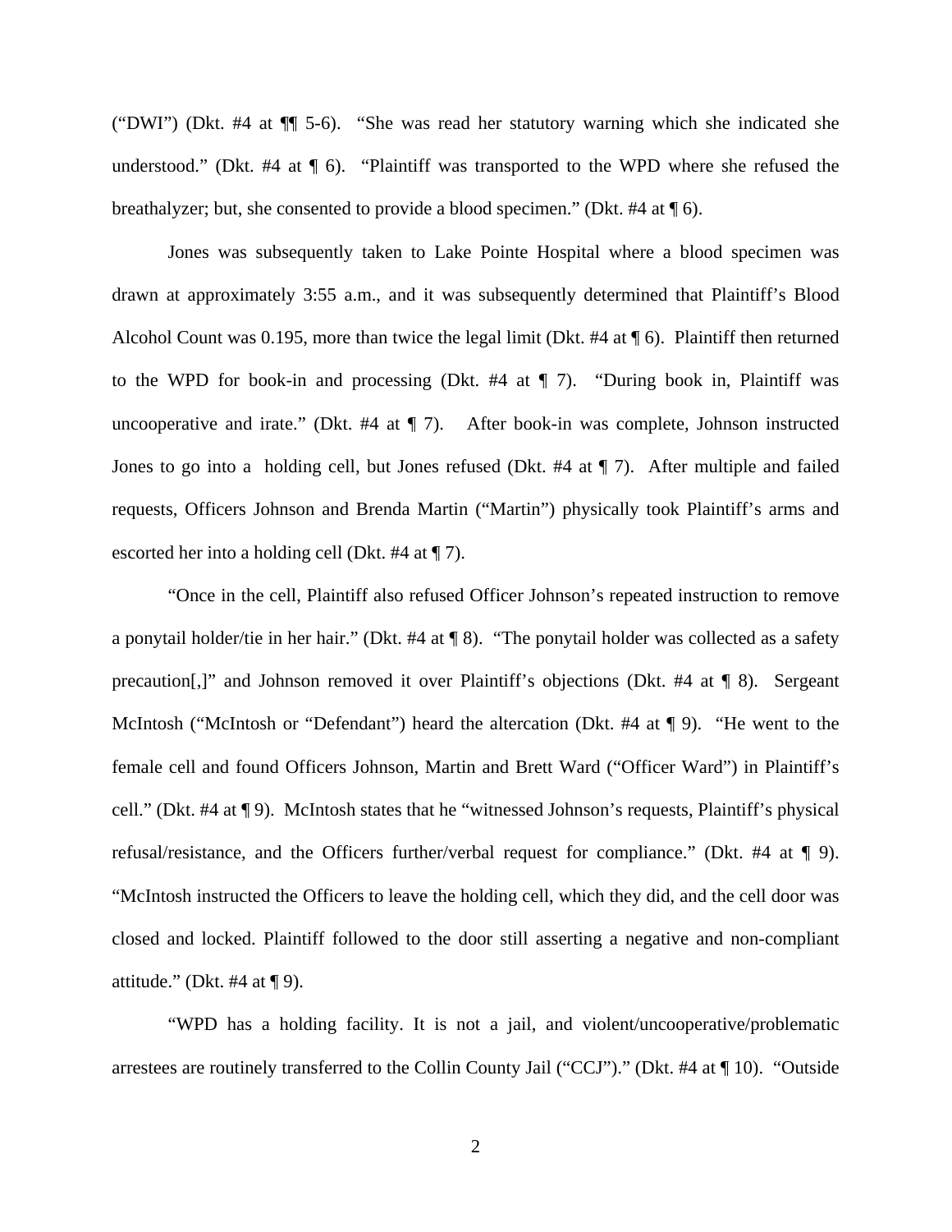("DWI") (Dkt. #4 at ¶¶ 5-6). "She was read her statutory warning which she indicated she understood." (Dkt. #4 at ¶ 6). "Plaintiff was transported to the WPD where she refused the breathalyzer; but, she consented to provide a blood specimen." (Dkt. #4 at ¶ 6).

Jones was subsequently taken to Lake Pointe Hospital where a blood specimen was drawn at approximately 3:55 a.m., and it was subsequently determined that Plaintiff's Blood Alcohol Count was 0.195, more than twice the legal limit (Dkt. #4 at ¶ 6). Plaintiff then returned to the WPD for book-in and processing (Dkt. #4 at ¶ 7). "During book in, Plaintiff was uncooperative and irate." (Dkt. #4 at ¶ 7). After book-in was complete, Johnson instructed Jones to go into a holding cell, but Jones refused (Dkt. #4 at ¶ 7). After multiple and failed requests, Officers Johnson and Brenda Martin ("Martin") physically took Plaintiff's arms and escorted her into a holding cell (Dkt. #4 at ¶ 7).

"Once in the cell, Plaintiff also refused Officer Johnson's repeated instruction to remove a ponytail holder/tie in her hair." (Dkt. #4 at ¶ 8). "The ponytail holder was collected as a safety precaution[,]" and Johnson removed it over Plaintiff's objections (Dkt. #4 at ¶ 8). Sergeant McIntosh ("McIntosh or "Defendant") heard the altercation (Dkt. #4 at ¶ 9). "He went to the female cell and found Officers Johnson, Martin and Brett Ward ("Officer Ward") in Plaintiff's cell." (Dkt. #4 at ¶ 9). McIntosh states that he "witnessed Johnson's requests, Plaintiff's physical refusal/resistance, and the Officers further/verbal request for compliance." (Dkt. #4 at ¶ 9). "McIntosh instructed the Officers to leave the holding cell, which they did, and the cell door was closed and locked. Plaintiff followed to the door still asserting a negative and non-compliant attitude." (Dkt. #4 at ¶ 9).

"WPD has a holding facility. It is not a jail, and violent/uncooperative/problematic arrestees are routinely transferred to the Collin County Jail ("CCJ")." (Dkt. #4 at ¶ 10). "Outside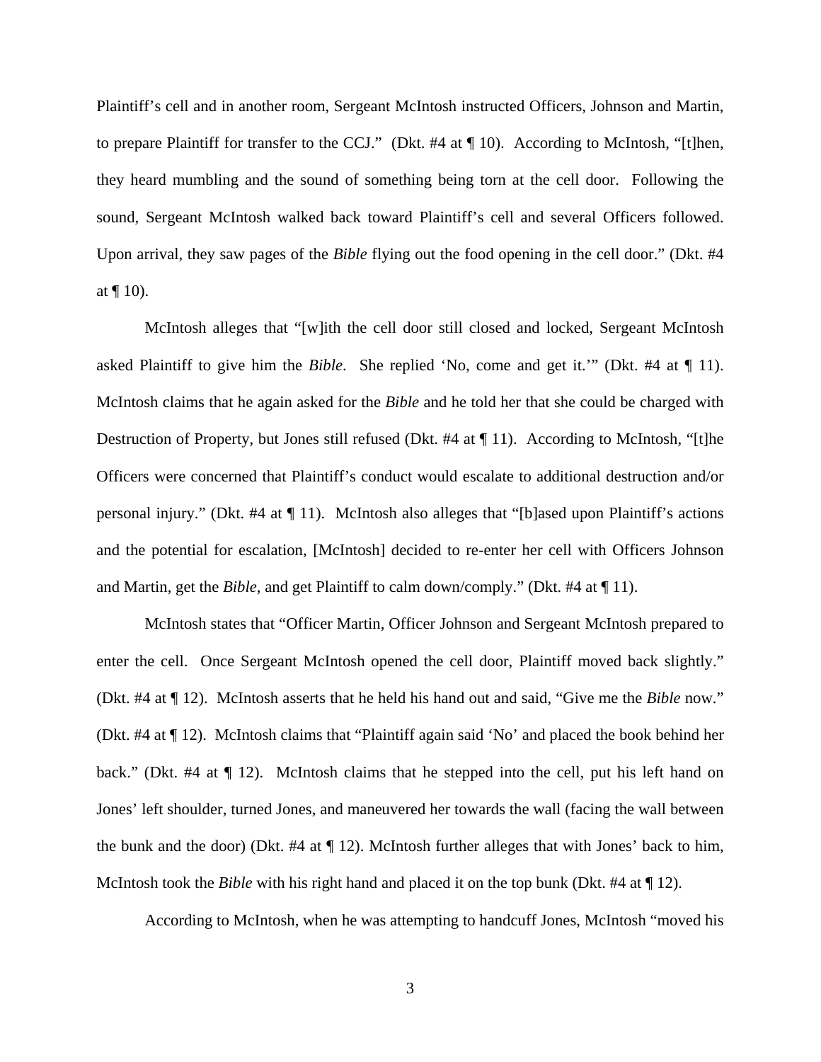Plaintiff's cell and in another room, Sergeant McIntosh instructed Officers, Johnson and Martin, to prepare Plaintiff for transfer to the CCJ." (Dkt. #4 at ¶ 10). According to McIntosh, "[t]hen, they heard mumbling and the sound of something being torn at the cell door. Following the sound, Sergeant McIntosh walked back toward Plaintiff's cell and several Officers followed. Upon arrival, they saw pages of the *Bible* flying out the food opening in the cell door." (Dkt. #4 at ¶ 10).

McIntosh alleges that "[w]ith the cell door still closed and locked, Sergeant McIntosh asked Plaintiff to give him the *Bible*. She replied 'No, come and get it.'" (Dkt. #4 at ¶ 11). McIntosh claims that he again asked for the *Bible* and he told her that she could be charged with Destruction of Property, but Jones still refused (Dkt. #4 at ¶ 11). According to McIntosh, "[t]he Officers were concerned that Plaintiff's conduct would escalate to additional destruction and/or personal injury." (Dkt. #4 at ¶ 11). McIntosh also alleges that "[b]ased upon Plaintiff's actions and the potential for escalation, [McIntosh] decided to re-enter her cell with Officers Johnson and Martin, get the *Bible*, and get Plaintiff to calm down/comply." (Dkt. #4 at ¶ 11).

McIntosh states that "Officer Martin, Officer Johnson and Sergeant McIntosh prepared to enter the cell. Once Sergeant McIntosh opened the cell door, Plaintiff moved back slightly." (Dkt. #4 at ¶ 12). McIntosh asserts that he held his hand out and said, "Give me the *Bible* now." (Dkt. #4 at ¶ 12). McIntosh claims that "Plaintiff again said 'No' and placed the book behind her back." (Dkt. #4 at ¶ 12). McIntosh claims that he stepped into the cell, put his left hand on Jones' left shoulder, turned Jones, and maneuvered her towards the wall (facing the wall between the bunk and the door) (Dkt. #4 at ¶ 12). McIntosh further alleges that with Jones' back to him, McIntosh took the *Bible* with his right hand and placed it on the top bunk (Dkt. #4 at ¶ 12).

According to McIntosh, when he was attempting to handcuff Jones, McIntosh "moved his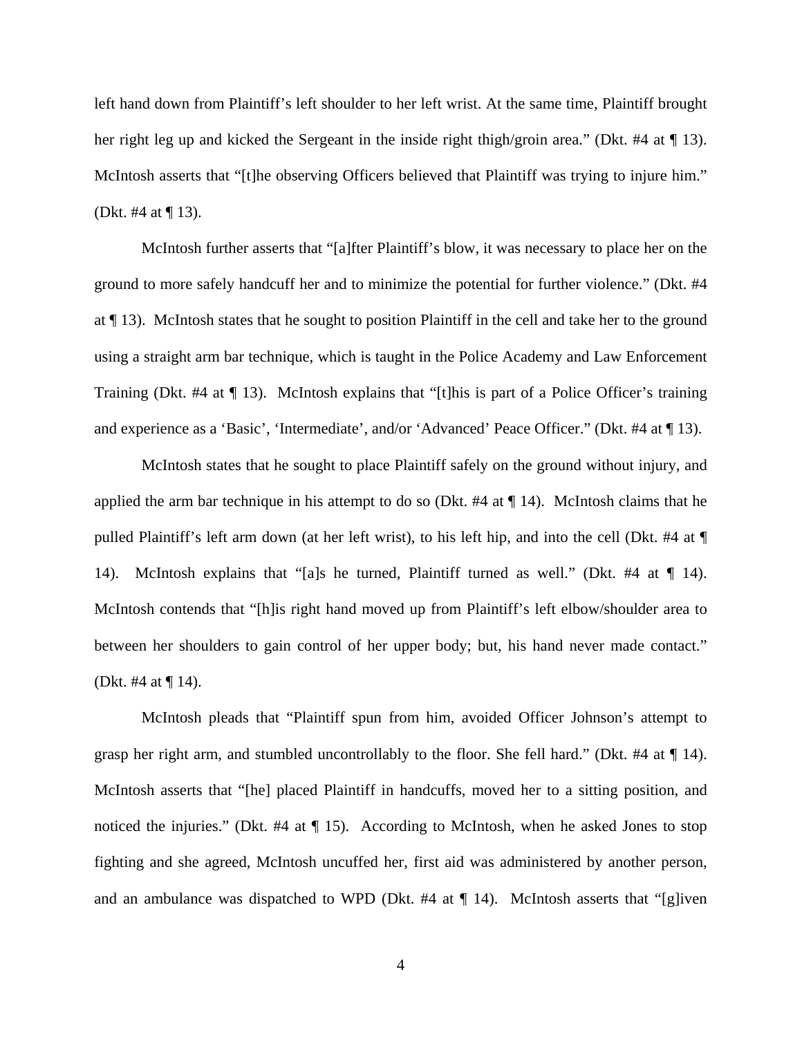left hand down from Plaintiff's left shoulder to her left wrist. At the same time, Plaintiff brought her right leg up and kicked the Sergeant in the inside right thigh/groin area." (Dkt. #4 at ¶ 13). McIntosh asserts that "[t]he observing Officers believed that Plaintiff was trying to injure him." (Dkt. #4 at ¶ 13).

McIntosh further asserts that "[a]fter Plaintiff's blow, it was necessary to place her on the ground to more safely handcuff her and to minimize the potential for further violence." (Dkt. #4 at ¶ 13). McIntosh states that he sought to position Plaintiff in the cell and take her to the ground using a straight arm bar technique, which is taught in the Police Academy and Law Enforcement Training (Dkt. #4 at ¶ 13). McIntosh explains that "[t]his is part of a Police Officer's training and experience as a 'Basic', 'Intermediate', and/or 'Advanced' Peace Officer." (Dkt. #4 at ¶ 13).

McIntosh states that he sought to place Plaintiff safely on the ground without injury, and applied the arm bar technique in his attempt to do so (Dkt. #4 at ¶ 14). McIntosh claims that he pulled Plaintiff's left arm down (at her left wrist), to his left hip, and into the cell (Dkt. #4 at ¶ 14). McIntosh explains that "[a]s he turned, Plaintiff turned as well." (Dkt. #4 at ¶ 14). McIntosh contends that "[h]is right hand moved up from Plaintiff's left elbow/shoulder area to between her shoulders to gain control of her upper body; but, his hand never made contact." (Dkt. #4 at ¶ 14).

McIntosh pleads that "Plaintiff spun from him, avoided Officer Johnson's attempt to grasp her right arm, and stumbled uncontrollably to the floor. She fell hard." (Dkt. #4 at ¶ 14). McIntosh asserts that "[he] placed Plaintiff in handcuffs, moved her to a sitting position, and noticed the injuries." (Dkt. #4 at ¶ 15). According to McIntosh, when he asked Jones to stop fighting and she agreed, McIntosh uncuffed her, first aid was administered by another person, and an ambulance was dispatched to WPD (Dkt. #4 at ¶ 14). McIntosh asserts that "[g]iven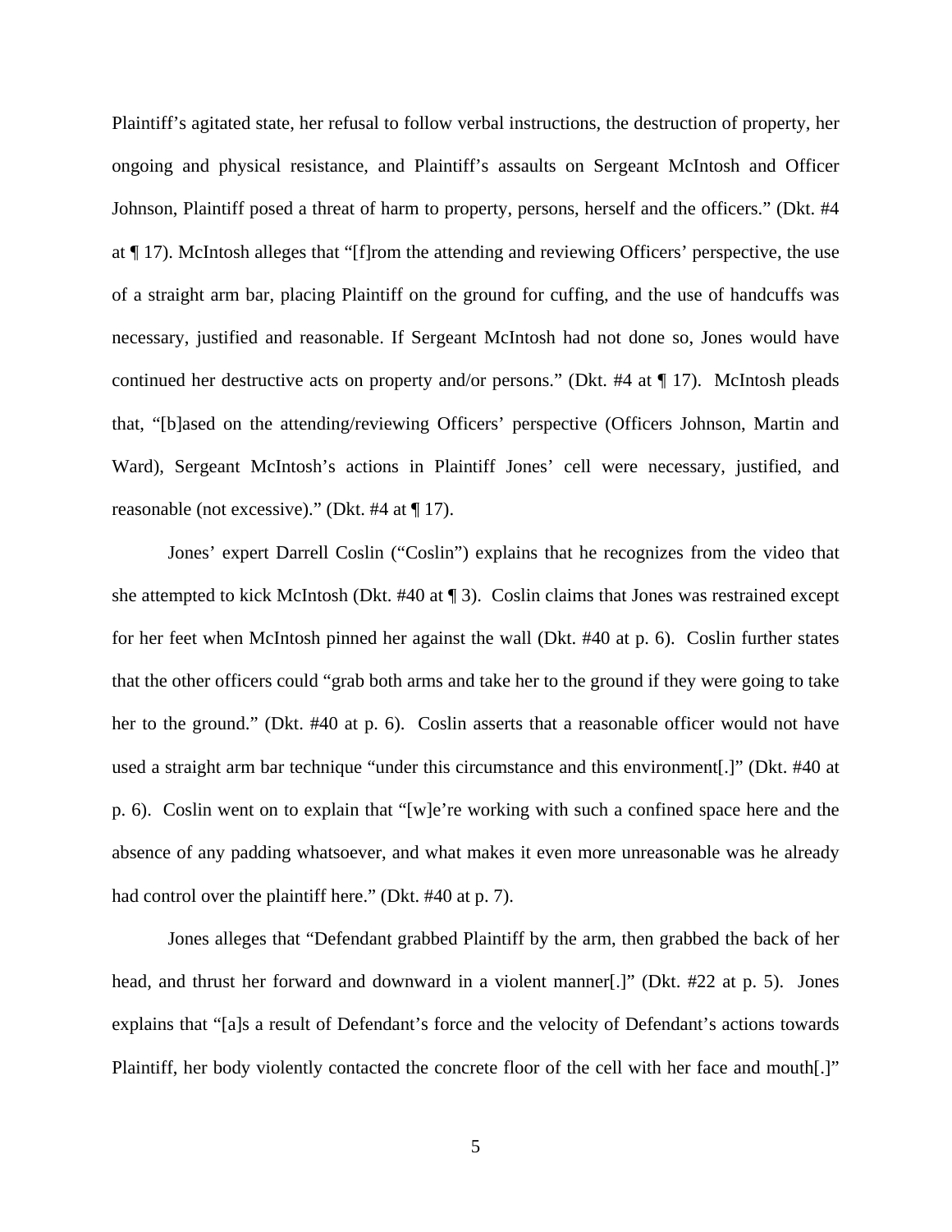Plaintiff's agitated state, her refusal to follow verbal instructions, the destruction of property, her ongoing and physical resistance, and Plaintiff's assaults on Sergeant McIntosh and Officer Johnson, Plaintiff posed a threat of harm to property, persons, herself and the officers." (Dkt. #4 at ¶ 17). McIntosh alleges that "[f]rom the attending and reviewing Officers' perspective, the use of a straight arm bar, placing Plaintiff on the ground for cuffing, and the use of handcuffs was necessary, justified and reasonable. If Sergeant McIntosh had not done so, Jones would have continued her destructive acts on property and/or persons." (Dkt. #4 at ¶ 17). McIntosh pleads that, "[b]ased on the attending/reviewing Officers' perspective (Officers Johnson, Martin and Ward), Sergeant McIntosh's actions in Plaintiff Jones' cell were necessary, justified, and reasonable (not excessive)." (Dkt. #4 at ¶ 17).

Jones' expert Darrell Coslin ("Coslin") explains that he recognizes from the video that she attempted to kick McIntosh (Dkt. #40 at ¶ 3). Coslin claims that Jones was restrained except for her feet when McIntosh pinned her against the wall (Dkt. #40 at p. 6). Coslin further states that the other officers could "grab both arms and take her to the ground if they were going to take her to the ground." (Dkt. #40 at p. 6). Coslin asserts that a reasonable officer would not have used a straight arm bar technique "under this circumstance and this environment[.]" (Dkt. #40 at p. 6). Coslin went on to explain that "[w]e're working with such a confined space here and the absence of any padding whatsoever, and what makes it even more unreasonable was he already had control over the plaintiff here." (Dkt. #40 at p. 7).

Jones alleges that "Defendant grabbed Plaintiff by the arm, then grabbed the back of her head, and thrust her forward and downward in a violent manner[.]" (Dkt. #22 at p. 5). Jones explains that "[a]s a result of Defendant's force and the velocity of Defendant's actions towards Plaintiff, her body violently contacted the concrete floor of the cell with her face and mouth[.]"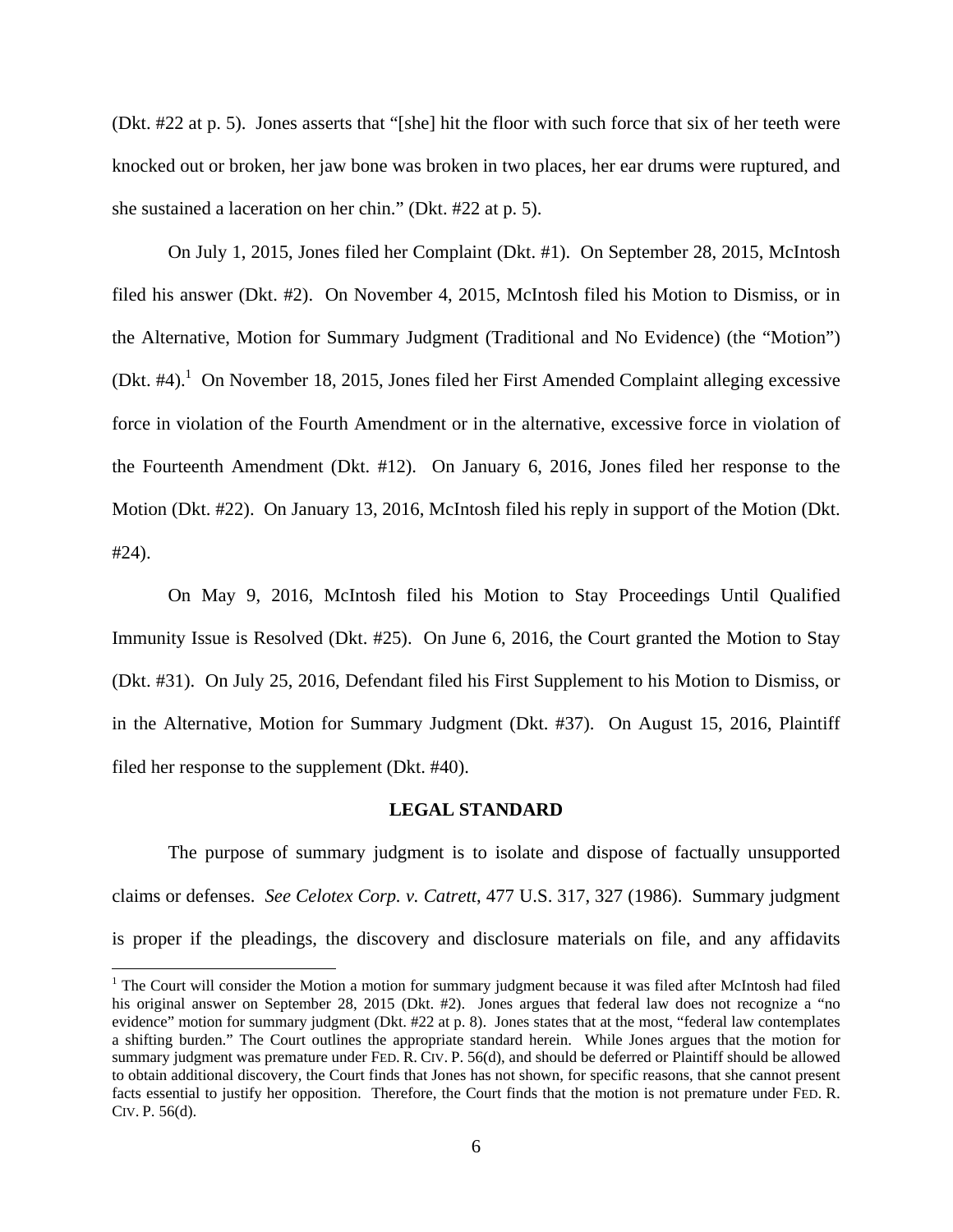(Dkt. #22 at p. 5). Jones asserts that "[she] hit the floor with such force that six of her teeth were knocked out or broken, her jaw bone was broken in two places, her ear drums were ruptured, and she sustained a laceration on her chin." (Dkt. #22 at p. 5).

On July 1, 2015, Jones filed her Complaint (Dkt. #1). On September 28, 2015, McIntosh filed his answer (Dkt. #2). On November 4, 2015, McIntosh filed his Motion to Dismiss, or in the Alternative, Motion for Summary Judgment (Traditional and No Evidence) (the "Motion") (Dkt. #4).[1] On November 18, 2015, Jones filed her First Amended Complaint alleging excessive force in violation of the Fourth Amendment or in the alternative, excessive force in violation of the Fourteenth Amendment (Dkt. #12). On January 6, 2016, Jones filed her response to the Motion (Dkt. #22). On January 13, 2016, McIntosh filed his reply in support of the Motion (Dkt. #24).

On May 9, 2016, McIntosh filed his Motion to Stay Proceedings Until Qualified Immunity Issue is Resolved (Dkt. #25). On June 6, 2016, the Court granted the Motion to Stay (Dkt. #31). On July 25, 2016, Defendant filed his First Supplement to his Motion to Dismiss, or in the Alternative, Motion for Summary Judgment (Dkt. #37). On August 15, 2016, Plaintiff filed her response to the supplement (Dkt. #40).

## LEGAL STANDARD

The purpose of summary judgment is to isolate and dispose of factually unsupported claims or defenses. *See Celotex Corp. v. Catrett*, 477 U.S. 317, 327 (1986). Summary judgment is proper if the pleadings, the discovery and disclosure materials on file, and any affidavits

[1] The Court will consider the Motion a motion for summary judgment because it was filed after McIntosh had filed his original answer on September 28, 2015 (Dkt. #2). Jones argues that federal law does not recognize a "no evidence" motion for summary judgment (Dkt. #22 at p. 8). Jones states that at the most, "federal law contemplates a shifting burden." The Court outlines the appropriate standard herein. While Jones argues that the motion for summary judgment was premature under FED. R. CIV. P. 56(d), and should be deferred or Plaintiff should be allowed to obtain additional discovery, the Court finds that Jones has not shown, for specific reasons, that she cannot present facts essential to justify her opposition. Therefore, the Court finds that the motion is not premature under FED. R. CIV. P. 56(d).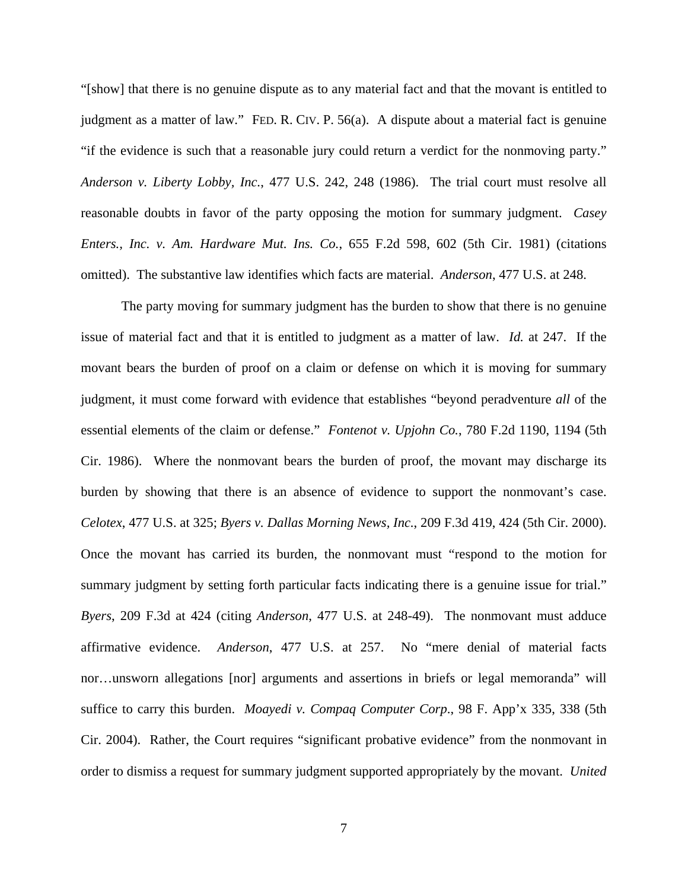"[show] that there is no genuine dispute as to any material fact and that the movant is entitled to judgment as a matter of law." FED. R. CIV. P. 56(a). A dispute about a material fact is genuine "if the evidence is such that a reasonable jury could return a verdict for the nonmoving party." *Anderson v. Liberty Lobby, Inc.*, 477 U.S. 242, 248 (1986). The trial court must resolve all reasonable doubts in favor of the party opposing the motion for summary judgment. *Casey Enters., Inc. v. Am. Hardware Mut. Ins. Co.*, 655 F.2d 598, 602 (5th Cir. 1981) (citations omitted). The substantive law identifies which facts are material. *Anderson*, 477 U.S. at 248.

The party moving for summary judgment has the burden to show that there is no genuine issue of material fact and that it is entitled to judgment as a matter of law. *Id.* at 247. If the movant bears the burden of proof on a claim or defense on which it is moving for summary judgment, it must come forward with evidence that establishes "beyond peradventure *all* of the essential elements of the claim or defense." *Fontenot v. Upjohn Co.*, 780 F.2d 1190, 1194 (5th Cir. 1986). Where the nonmovant bears the burden of proof, the movant may discharge its burden by showing that there is an absence of evidence to support the nonmovant's case. *Celotex*, 477 U.S. at 325; *Byers v. Dallas Morning News, Inc.*, 209 F.3d 419, 424 (5th Cir. 2000). Once the movant has carried its burden, the nonmovant must "respond to the motion for summary judgment by setting forth particular facts indicating there is a genuine issue for trial." *Byers*, 209 F.3d at 424 (citing *Anderson*, 477 U.S. at 248-49). The nonmovant must adduce affirmative evidence. *Anderson*, 477 U.S. at 257. No "mere denial of material facts nor…unsworn allegations [nor] arguments and assertions in briefs or legal memoranda" will suffice to carry this burden. *Moayedi v. Compaq Computer Corp.*, 98 F. App'x 335, 338 (5th Cir. 2004). Rather, the Court requires "significant probative evidence" from the nonmovant in order to dismiss a request for summary judgment supported appropriately by the movant. *United*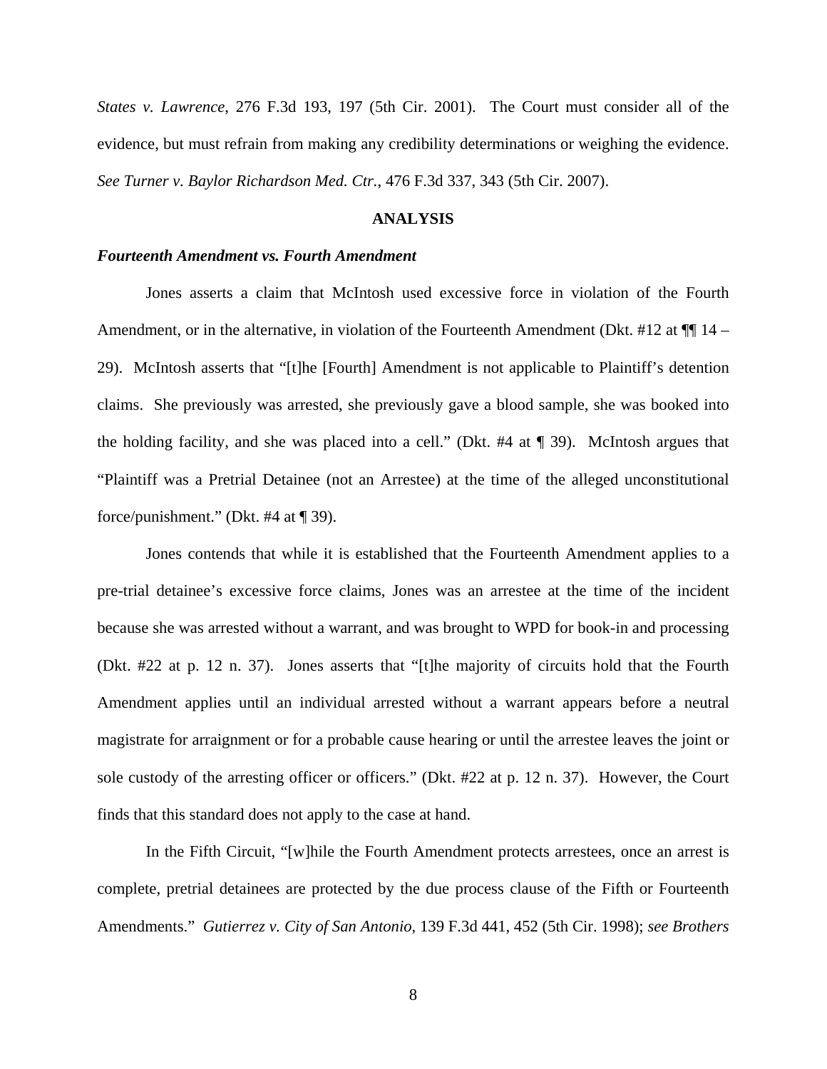*States v. Lawrence*, 276 F.3d 193, 197 (5th Cir. 2001). The Court must consider all of the evidence, but must refrain from making any credibility determinations or weighing the evidence. *See Turner v. Baylor Richardson Med. Ctr.*, 476 F.3d 337, 343 (5th Cir. 2007).

## ANALYSIS

***Fourteenth Amendment vs. Fourth Amendment***

Jones asserts a claim that McIntosh used excessive force in violation of the Fourth Amendment, or in the alternative, in violation of the Fourteenth Amendment (Dkt. #12 at ¶¶ 14 – 29). McIntosh asserts that "[t]he [Fourth] Amendment is not applicable to Plaintiff's detention claims. She previously was arrested, she previously gave a blood sample, she was booked into the holding facility, and she was placed into a cell." (Dkt. #4 at ¶ 39). McIntosh argues that "Plaintiff was a Pretrial Detainee (not an Arrestee) at the time of the alleged unconstitutional force/punishment." (Dkt. #4 at ¶ 39).

Jones contends that while it is established that the Fourteenth Amendment applies to a pre-trial detainee's excessive force claims, Jones was an arrestee at the time of the incident because she was arrested without a warrant, and was brought to WPD for book-in and processing (Dkt. #22 at p. 12 n. 37). Jones asserts that "[t]he majority of circuits hold that the Fourth Amendment applies until an individual arrested without a warrant appears before a neutral magistrate for arraignment or for a probable cause hearing or until the arrestee leaves the joint or sole custody of the arresting officer or officers." (Dkt. #22 at p. 12 n. 37). However, the Court finds that this standard does not apply to the case at hand.

In the Fifth Circuit, "[w]hile the Fourth Amendment protects arrestees, once an arrest is complete, pretrial detainees are protected by the due process clause of the Fifth or Fourteenth Amendments." *Gutierrez v. City of San Antonio*, 139 F.3d 441, 452 (5th Cir. 1998); *see Brothers*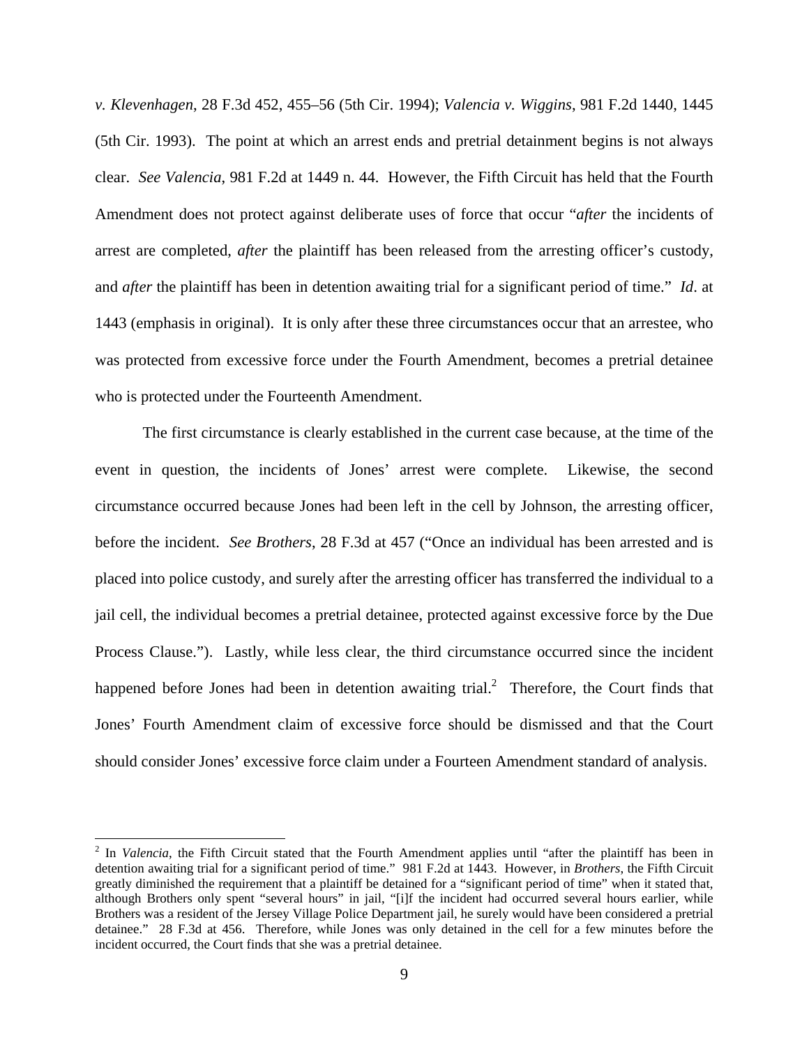*v. Klevenhagen*, 28 F.3d 452, 455–56 (5th Cir. 1994); *Valencia v. Wiggins*, 981 F.2d 1440, 1445 (5th Cir. 1993). The point at which an arrest ends and pretrial detainment begins is not always clear. *See Valencia*, 981 F.2d at 1449 n. 44. However, the Fifth Circuit has held that the Fourth Amendment does not protect against deliberate uses of force that occur "*after* the incidents of arrest are completed, *after* the plaintiff has been released from the arresting officer's custody, and *after* the plaintiff has been in detention awaiting trial for a significant period of time." *Id*. at 1443 (emphasis in original). It is only after these three circumstances occur that an arrestee, who was protected from excessive force under the Fourth Amendment, becomes a pretrial detainee who is protected under the Fourteenth Amendment.

The first circumstance is clearly established in the current case because, at the time of the event in question, the incidents of Jones' arrest were complete. Likewise, the second circumstance occurred because Jones had been left in the cell by Johnson, the arresting officer, before the incident. *See Brothers*, 28 F.3d at 457 ("Once an individual has been arrested and is placed into police custody, and surely after the arresting officer has transferred the individual to a jail cell, the individual becomes a pretrial detainee, protected against excessive force by the Due Process Clause."). Lastly, while less clear, the third circumstance occurred since the incident happened before Jones had been in detention awaiting trial.[2] Therefore, the Court finds that Jones' Fourth Amendment claim of excessive force should be dismissed and that the Court should consider Jones' excessive force claim under a Fourteen Amendment standard of analysis.

---

[2] In *Valencia*, the Fifth Circuit stated that the Fourth Amendment applies until "after the plaintiff has been in detention awaiting trial for a significant period of time." 981 F.2d at 1443. However, in *Brothers*, the Fifth Circuit greatly diminished the requirement that a plaintiff be detained for a "significant period of time" when it stated that, although Brothers only spent "several hours" in jail, "[i]f the incident had occurred several hours earlier, while Brothers was a resident of the Jersey Village Police Department jail, he surely would have been considered a pretrial detainee." 28 F.3d at 456. Therefore, while Jones was only detained in the cell for a few minutes before the incident occurred, the Court finds that she was a pretrial detainee.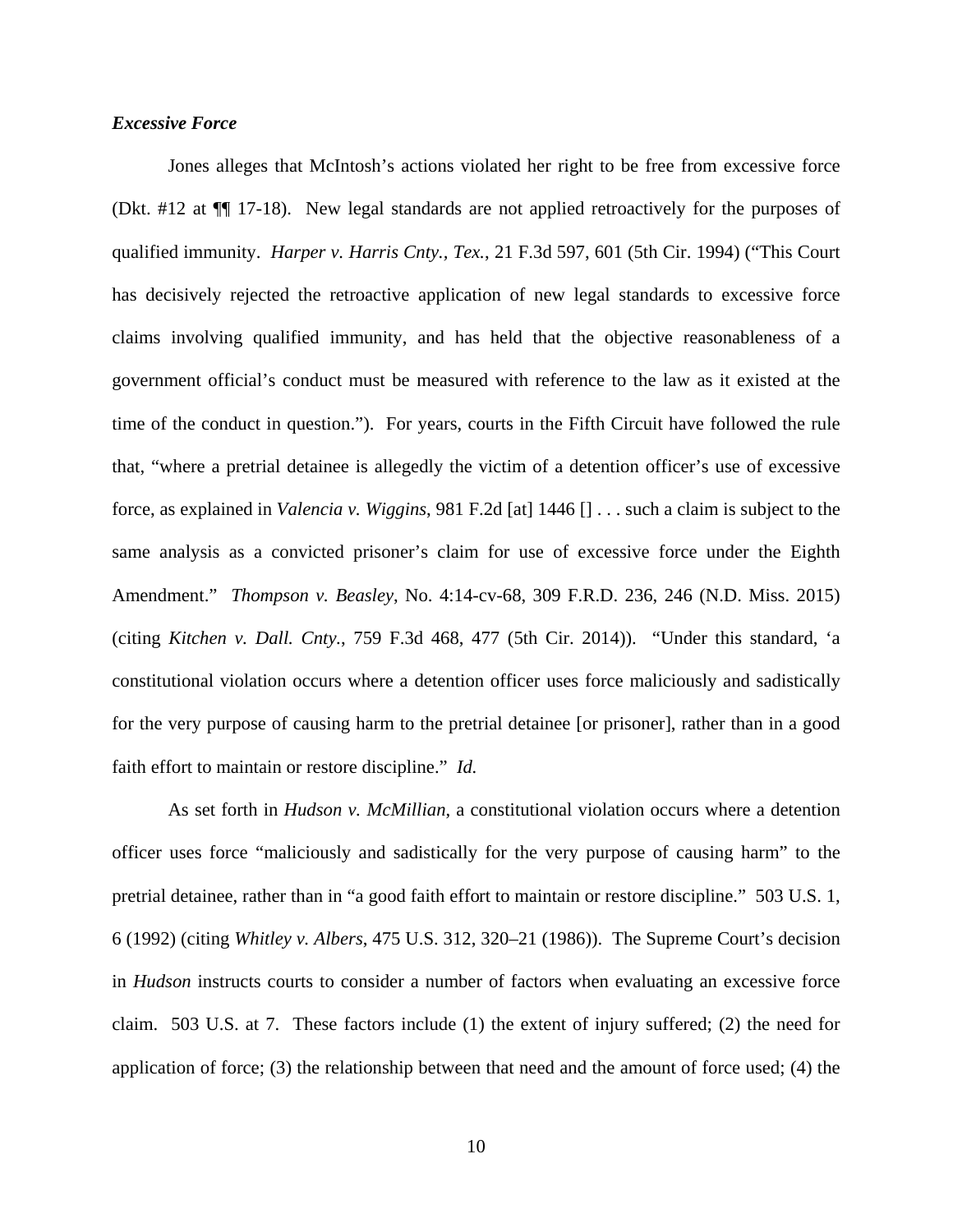***Excessive Force***

Jones alleges that McIntosh's actions violated her right to be free from excessive force (Dkt. #12 at ¶¶ 17-18). New legal standards are not applied retroactively for the purposes of qualified immunity. *Harper v. Harris Cnty., Tex.*, 21 F.3d 597, 601 (5th Cir. 1994) ("This Court has decisively rejected the retroactive application of new legal standards to excessive force claims involving qualified immunity, and has held that the objective reasonableness of a government official's conduct must be measured with reference to the law as it existed at the time of the conduct in question."). For years, courts in the Fifth Circuit have followed the rule that, "where a pretrial detainee is allegedly the victim of a detention officer's use of excessive force, as explained in *Valencia v. Wiggins*, 981 F.2d [at] 1446 [] . . . such a claim is subject to the same analysis as a convicted prisoner's claim for use of excessive force under the Eighth Amendment." *Thompson v. Beasley*, No. 4:14-cv-68, 309 F.R.D. 236, 246 (N.D. Miss. 2015) (citing *Kitchen v. Dall. Cnty.*, 759 F.3d 468, 477 (5th Cir. 2014)). "Under this standard, 'a constitutional violation occurs where a detention officer uses force maliciously and sadistically for the very purpose of causing harm to the pretrial detainee [or prisoner], rather than in a good faith effort to maintain or restore discipline." *Id.*

As set forth in *Hudson v. McMillian*, a constitutional violation occurs where a detention officer uses force "maliciously and sadistically for the very purpose of causing harm" to the pretrial detainee, rather than in "a good faith effort to maintain or restore discipline." 503 U.S. 1, 6 (1992) (citing *Whitley v. Albers*, 475 U.S. 312, 320–21 (1986)). The Supreme Court's decision in *Hudson* instructs courts to consider a number of factors when evaluating an excessive force claim. 503 U.S. at 7. These factors include (1) the extent of injury suffered; (2) the need for application of force; (3) the relationship between that need and the amount of force used; (4) the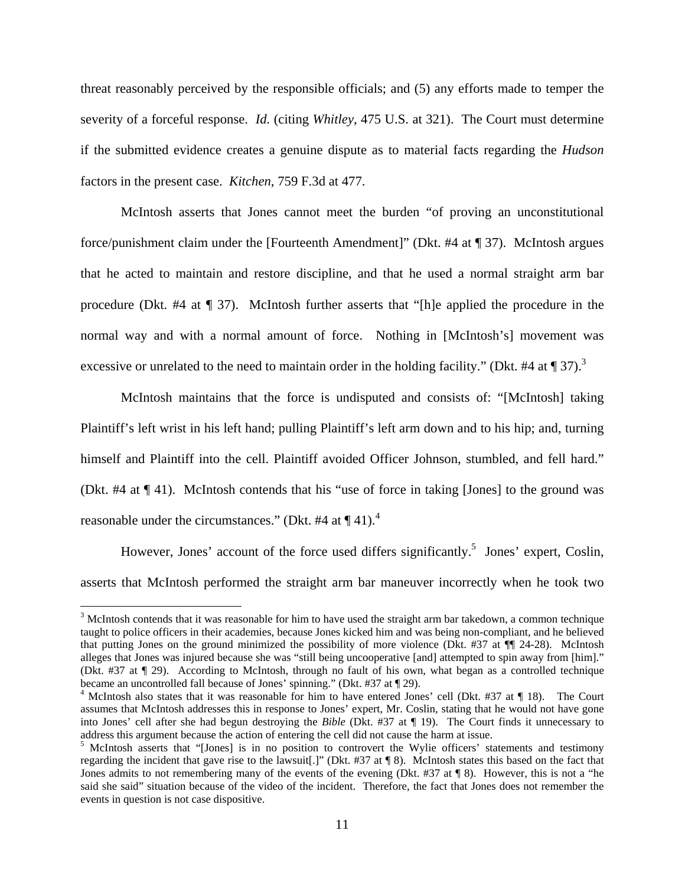threat reasonably perceived by the responsible officials; and (5) any efforts made to temper the severity of a forceful response. *Id.* (citing *Whitley*, 475 U.S. at 321). The Court must determine if the submitted evidence creates a genuine dispute as to material facts regarding the *Hudson* factors in the present case. *Kitchen*, 759 F.3d at 477.

McIntosh asserts that Jones cannot meet the burden "of proving an unconstitutional force/punishment claim under the [Fourteenth Amendment]" (Dkt. #4 at ¶ 37). McIntosh argues that he acted to maintain and restore discipline, and that he used a normal straight arm bar procedure (Dkt. #4 at ¶ 37). McIntosh further asserts that "[h]e applied the procedure in the normal way and with a normal amount of force. Nothing in [McIntosh's] movement was excessive or unrelated to the need to maintain order in the holding facility." (Dkt. #4 at ¶ 37).[3]

McIntosh maintains that the force is undisputed and consists of: "[McIntosh] taking Plaintiff's left wrist in his left hand; pulling Plaintiff's left arm down and to his hip; and, turning himself and Plaintiff into the cell. Plaintiff avoided Officer Johnson, stumbled, and fell hard." (Dkt. #4 at ¶ 41). McIntosh contends that his "use of force in taking [Jones] to the ground was reasonable under the circumstances." (Dkt. #4 at ¶ 41).[4]

However, Jones' account of the force used differs significantly.[5] Jones' expert, Coslin, asserts that McIntosh performed the straight arm bar maneuver incorrectly when he took two

---

[3] McIntosh contends that it was reasonable for him to have used the straight arm bar takedown, a common technique taught to police officers in their academies, because Jones kicked him and was being non-compliant, and he believed that putting Jones on the ground minimized the possibility of more violence (Dkt. #37 at ¶¶ 24-28). McIntosh alleges that Jones was injured because she was "still being uncooperative [and] attempted to spin away from [him]." (Dkt. #37 at ¶ 29). According to McIntosh, through no fault of his own, what began as a controlled technique became an uncontrolled fall because of Jones' spinning." (Dkt. #37 at ¶ 29).

[4] McIntosh also states that it was reasonable for him to have entered Jones' cell (Dkt. #37 at ¶ 18). The Court assumes that McIntosh addresses this in response to Jones' expert, Mr. Coslin, stating that he would not have gone into Jones' cell after she had begun destroying the *Bible* (Dkt. #37 at ¶ 19). The Court finds it unnecessary to address this argument because the action of entering the cell did not cause the harm at issue.

[5] McIntosh asserts that "[Jones] is in no position to controvert the Wylie officers' statements and testimony regarding the incident that gave rise to the lawsuit[.]" (Dkt. #37 at ¶ 8). McIntosh states this based on the fact that Jones admits to not remembering many of the events of the evening (Dkt. #37 at ¶ 8). However, this is not a "he said she said" situation because of the video of the incident. Therefore, the fact that Jones does not remember the events in question is not case dispositive.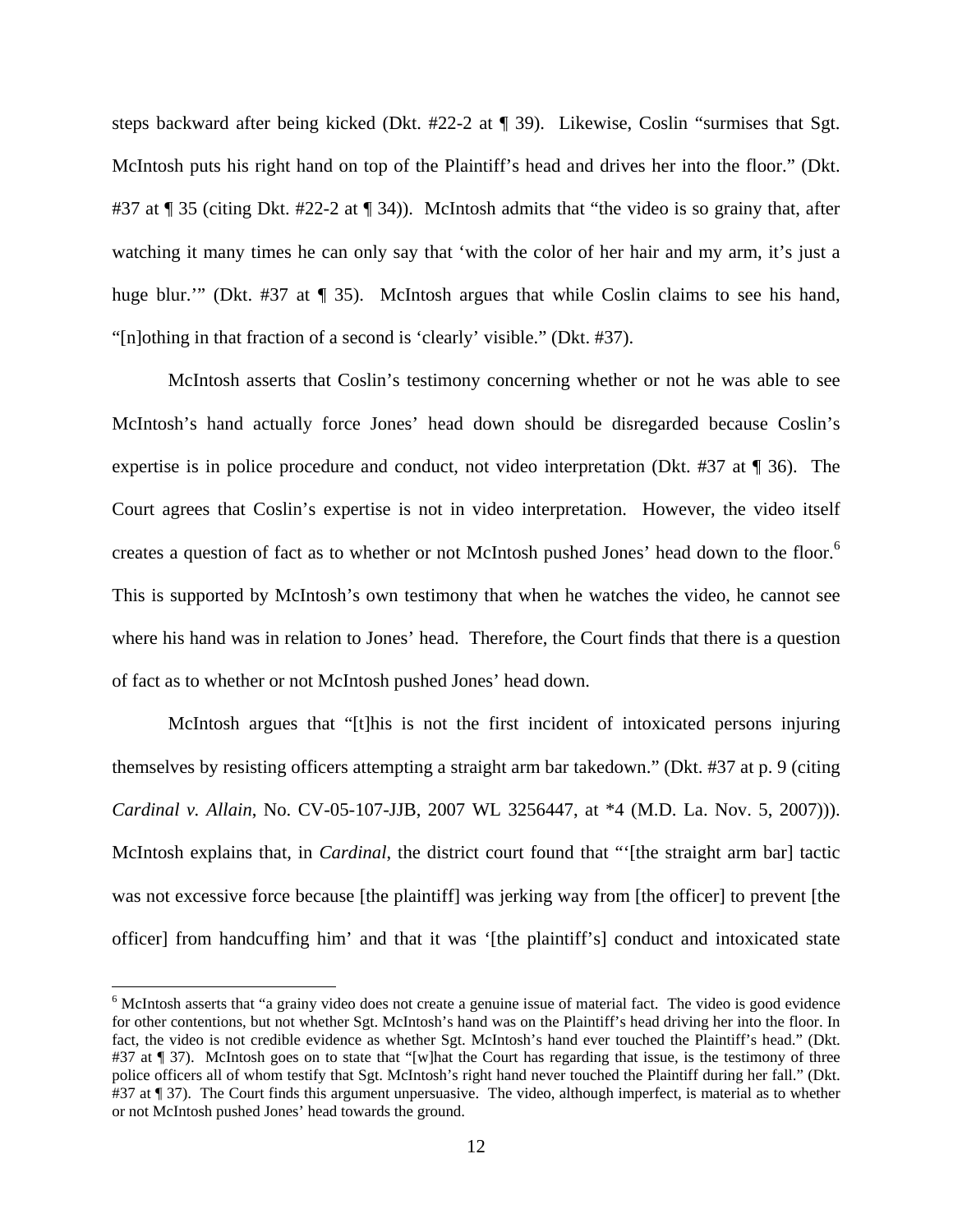steps backward after being kicked (Dkt. #22-2 at ¶ 39). Likewise, Coslin "surmises that Sgt. McIntosh puts his right hand on top of the Plaintiff's head and drives her into the floor." (Dkt. #37 at ¶ 35 (citing Dkt. #22-2 at ¶ 34)). McIntosh admits that "the video is so grainy that, after watching it many times he can only say that 'with the color of her hair and my arm, it's just a huge blur.'" (Dkt. #37 at ¶ 35). McIntosh argues that while Coslin claims to see his hand, "[n]othing in that fraction of a second is 'clearly' visible." (Dkt. #37).

McIntosh asserts that Coslin's testimony concerning whether or not he was able to see McIntosh's hand actually force Jones' head down should be disregarded because Coslin's expertise is in police procedure and conduct, not video interpretation (Dkt. #37 at ¶ 36). The Court agrees that Coslin's expertise is not in video interpretation. However, the video itself creates a question of fact as to whether or not McIntosh pushed Jones' head down to the floor.[6] This is supported by McIntosh's own testimony that when he watches the video, he cannot see where his hand was in relation to Jones' head. Therefore, the Court finds that there is a question of fact as to whether or not McIntosh pushed Jones' head down.

McIntosh argues that "[t]his is not the first incident of intoxicated persons injuring themselves by resisting officers attempting a straight arm bar takedown." (Dkt. #37 at p. 9 (citing *Cardinal v. Allain*, No. CV-05-107-JJB, 2007 WL 3256447, at *4 (M.D. La. Nov. 5, 2007))). McIntosh explains that, in *Cardinal*, the district court found that "'[the straight arm bar] tactic was not excessive force because [the plaintiff] was jerking way from [the officer] to prevent [the officer] from handcuffing him' and that it was '[the plaintiff's] conduct and intoxicated state

[6] McIntosh asserts that "a grainy video does not create a genuine issue of material fact. The video is good evidence for other contentions, but not whether Sgt. McIntosh's hand was on the Plaintiff's head driving her into the floor. In fact, the video is not credible evidence as whether Sgt. McIntosh's hand ever touched the Plaintiff's head." (Dkt. #37 at ¶ 37). McIntosh goes on to state that "[w]hat the Court has regarding that issue, is the testimony of three police officers all of whom testify that Sgt. McIntosh's right hand never touched the Plaintiff during her fall." (Dkt. #37 at ¶ 37). The Court finds this argument unpersuasive. The video, although imperfect, is material as to whether or not McIntosh pushed Jones' head towards the ground.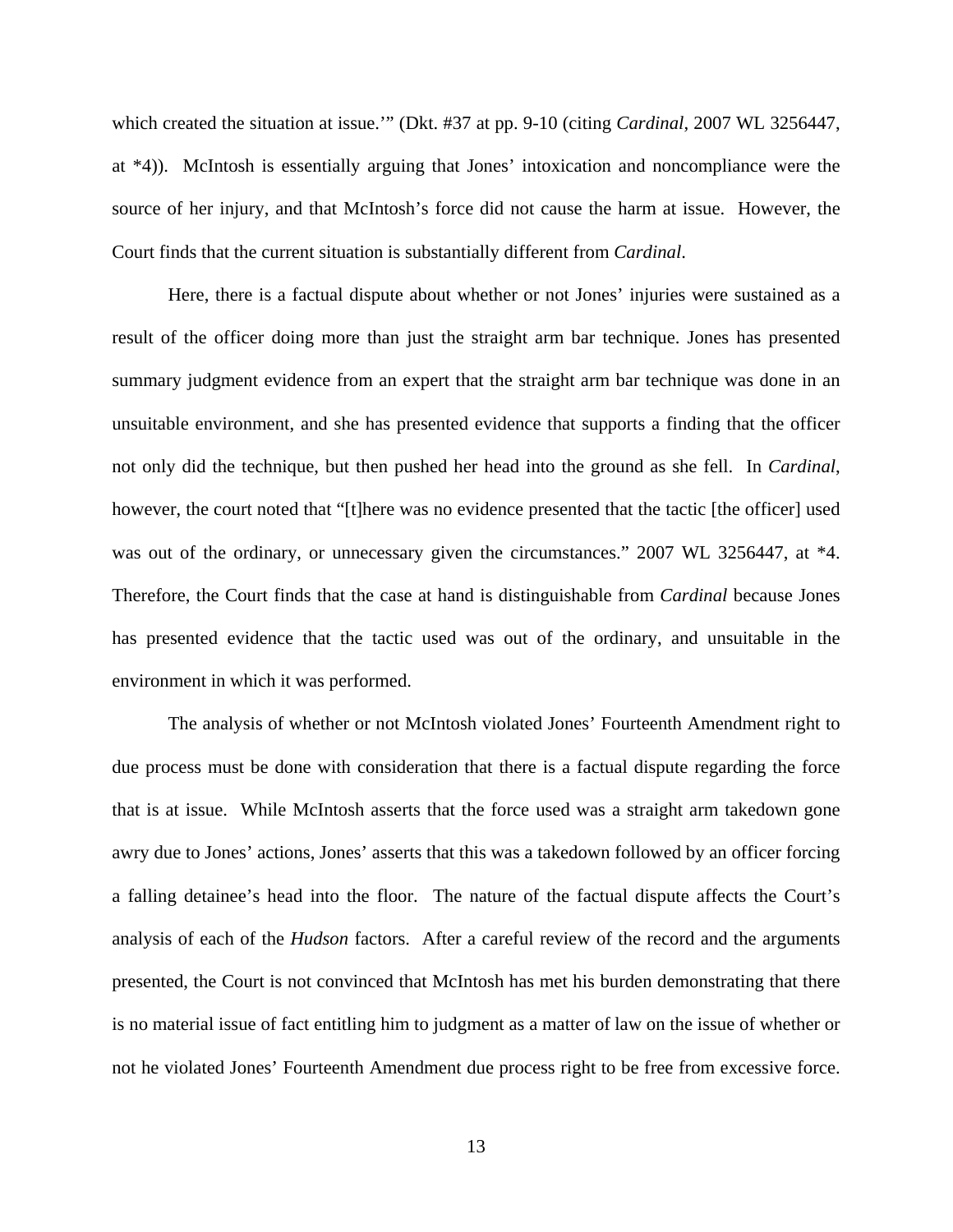which created the situation at issue.'" (Dkt. #37 at pp. 9-10 (citing *Cardinal*, 2007 WL 3256447, at *4)). McIntosh is essentially arguing that Jones' intoxication and noncompliance were the source of her injury, and that McIntosh's force did not cause the harm at issue. However, the Court finds that the current situation is substantially different from *Cardinal*.

Here, there is a factual dispute about whether or not Jones' injuries were sustained as a result of the officer doing more than just the straight arm bar technique. Jones has presented summary judgment evidence from an expert that the straight arm bar technique was done in an unsuitable environment, and she has presented evidence that supports a finding that the officer not only did the technique, but then pushed her head into the ground as she fell. In *Cardinal*, however, the court noted that "[t]here was no evidence presented that the tactic [the officer] used was out of the ordinary, or unnecessary given the circumstances." 2007 WL 3256447, at *4. Therefore, the Court finds that the case at hand is distinguishable from *Cardinal* because Jones has presented evidence that the tactic used was out of the ordinary, and unsuitable in the environment in which it was performed.

The analysis of whether or not McIntosh violated Jones' Fourteenth Amendment right to due process must be done with consideration that there is a factual dispute regarding the force that is at issue. While McIntosh asserts that the force used was a straight arm takedown gone awry due to Jones' actions, Jones' asserts that this was a takedown followed by an officer forcing a falling detainee's head into the floor. The nature of the factual dispute affects the Court's analysis of each of the *Hudson* factors. After a careful review of the record and the arguments presented, the Court is not convinced that McIntosh has met his burden demonstrating that there is no material issue of fact entitling him to judgment as a matter of law on the issue of whether or not he violated Jones' Fourteenth Amendment due process right to be free from excessive force.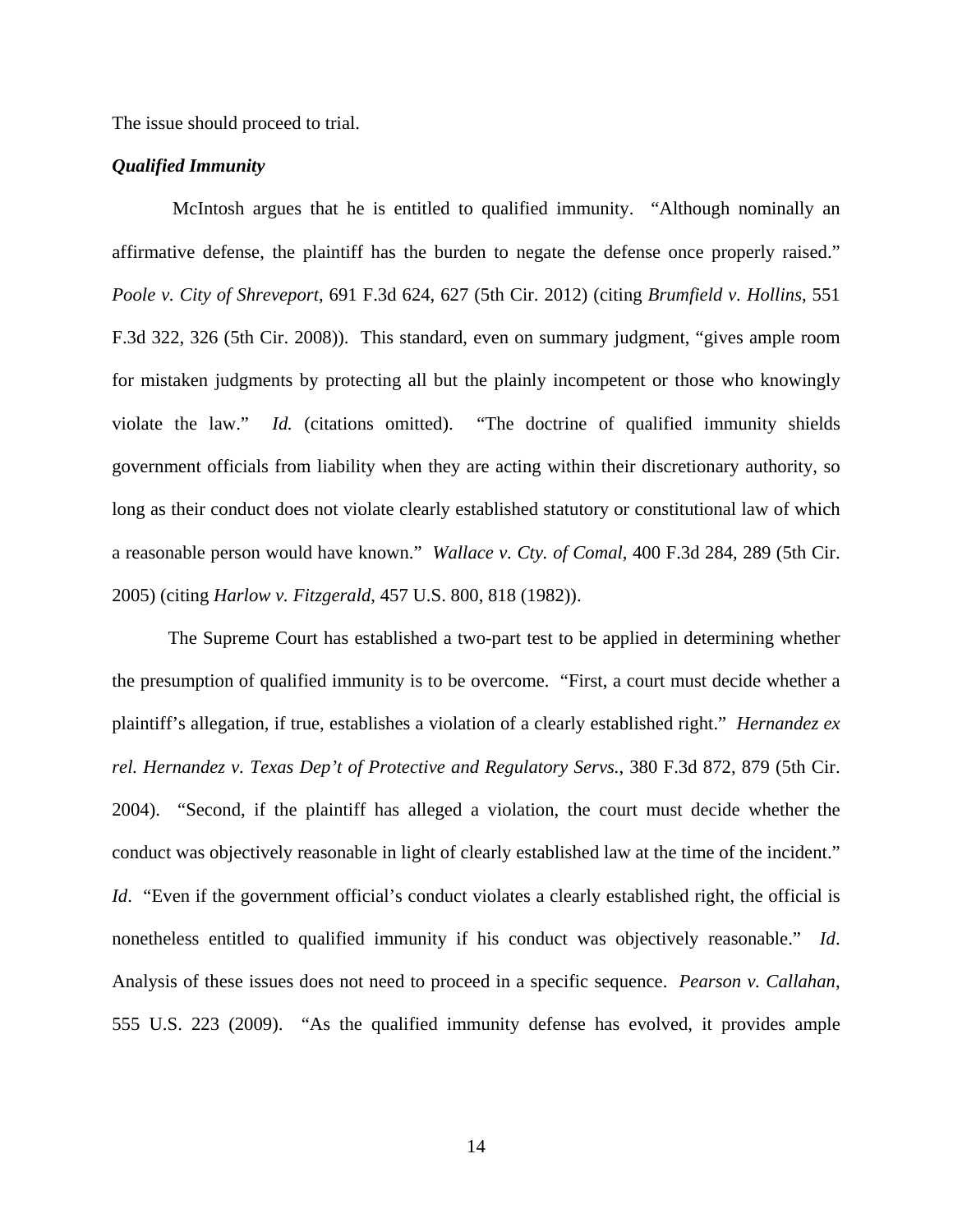The issue should proceed to trial.

***Qualified Immunity***

McIntosh argues that he is entitled to qualified immunity. "Although nominally an affirmative defense, the plaintiff has the burden to negate the defense once properly raised." *Poole v. City of Shreveport*, 691 F.3d 624, 627 (5th Cir. 2012) (citing *Brumfield v. Hollins*, 551 F.3d 322, 326 (5th Cir. 2008)). This standard, even on summary judgment, "gives ample room for mistaken judgments by protecting all but the plainly incompetent or those who knowingly violate the law." *Id.* (citations omitted). "The doctrine of qualified immunity shields government officials from liability when they are acting within their discretionary authority, so long as their conduct does not violate clearly established statutory or constitutional law of which a reasonable person would have known." *Wallace v. Cty. of Comal*, 400 F.3d 284, 289 (5th Cir. 2005) (citing *Harlow v. Fitzgerald*, 457 U.S. 800, 818 (1982)).

The Supreme Court has established a two-part test to be applied in determining whether the presumption of qualified immunity is to be overcome. "First, a court must decide whether a plaintiff's allegation, if true, establishes a violation of a clearly established right." *Hernandez ex rel. Hernandez v. Texas Dep't of Protective and Regulatory Servs.*, 380 F.3d 872, 879 (5th Cir. 2004). "Second, if the plaintiff has alleged a violation, the court must decide whether the conduct was objectively reasonable in light of clearly established law at the time of the incident." *Id*. "Even if the government official's conduct violates a clearly established right, the official is nonetheless entitled to qualified immunity if his conduct was objectively reasonable." *Id*. Analysis of these issues does not need to proceed in a specific sequence. *Pearson v. Callahan*, 555 U.S. 223 (2009). "As the qualified immunity defense has evolved, it provides ample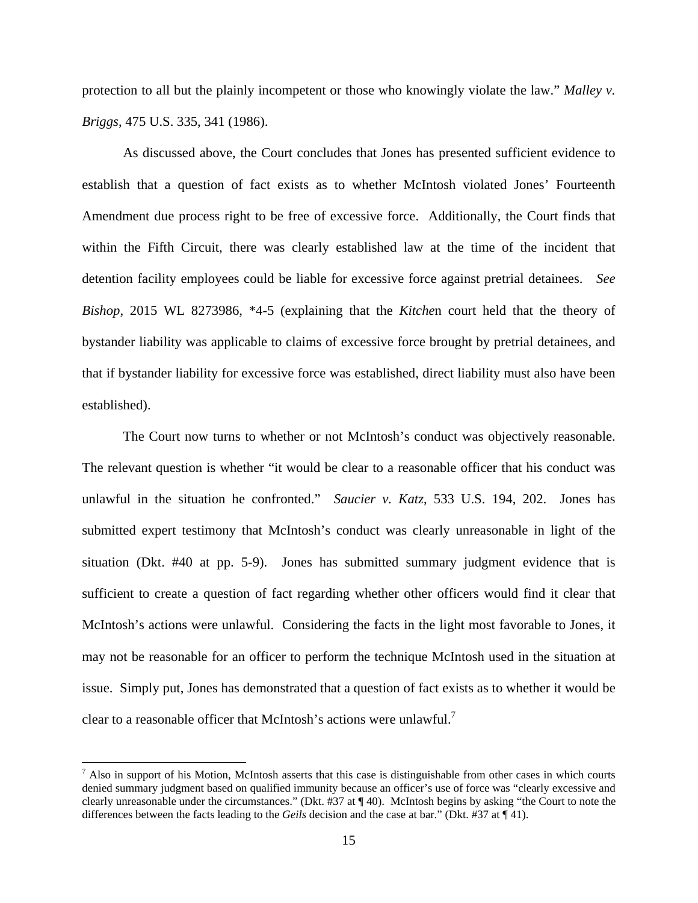protection to all but the plainly incompetent or those who knowingly violate the law." *Malley v. Briggs*, 475 U.S. 335, 341 (1986).

As discussed above, the Court concludes that Jones has presented sufficient evidence to establish that a question of fact exists as to whether McIntosh violated Jones' Fourteenth Amendment due process right to be free of excessive force. Additionally, the Court finds that within the Fifth Circuit, there was clearly established law at the time of the incident that detention facility employees could be liable for excessive force against pretrial detainees. *See Bishop*, 2015 WL 8273986, *4-5 (explaining that the *Kitchen* court held that the theory of bystander liability was applicable to claims of excessive force brought by pretrial detainees, and that if bystander liability for excessive force was established, direct liability must also have been established).

The Court now turns to whether or not McIntosh's conduct was objectively reasonable. The relevant question is whether "it would be clear to a reasonable officer that his conduct was unlawful in the situation he confronted." *Saucier v. Katz*, 533 U.S. 194, 202. Jones has submitted expert testimony that McIntosh's conduct was clearly unreasonable in light of the situation (Dkt. #40 at pp. 5-9). Jones has submitted summary judgment evidence that is sufficient to create a question of fact regarding whether other officers would find it clear that McIntosh's actions were unlawful. Considering the facts in the light most favorable to Jones, it may not be reasonable for an officer to perform the technique McIntosh used in the situation at issue. Simply put, Jones has demonstrated that a question of fact exists as to whether it would be clear to a reasonable officer that McIntosh's actions were unlawful.[7]

---

[7] Also in support of his Motion, McIntosh asserts that this case is distinguishable from other cases in which courts denied summary judgment based on qualified immunity because an officer's use of force was "clearly excessive and clearly unreasonable under the circumstances." (Dkt. #37 at ¶ 40). McIntosh begins by asking "the Court to note the differences between the facts leading to the *Geils* decision and the case at bar." (Dkt. #37 at ¶ 41).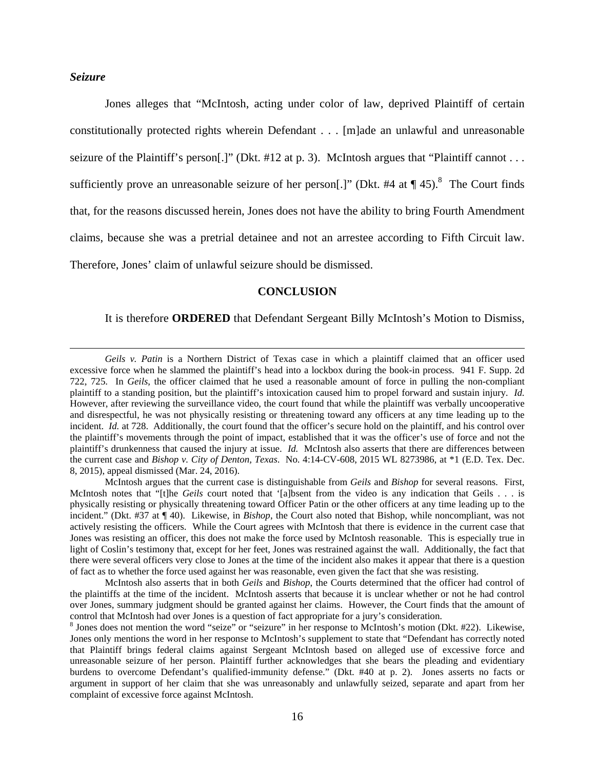***Seizure***

Jones alleges that "McIntosh, acting under color of law, deprived Plaintiff of certain constitutionally protected rights wherein Defendant . . . [m]ade an unlawful and unreasonable seizure of the Plaintiff's person[.]" (Dkt. #12 at p. 3). McIntosh argues that "Plaintiff cannot . . . sufficiently prove an unreasonable seizure of her person[.]" (Dkt. #4 at ¶ 45).[8] The Court finds that, for the reasons discussed herein, Jones does not have the ability to bring Fourth Amendment claims, because she was a pretrial detainee and not an arrestee according to Fifth Circuit law. Therefore, Jones' claim of unlawful seizure should be dismissed.

**CONCLUSION**

It is therefore **ORDERED** that Defendant Sergeant Billy McIntosh's Motion to Dismiss,

---

*Geils v. Patin* is a Northern District of Texas case in which a plaintiff claimed that an officer used excessive force when he slammed the plaintiff's head into a lockbox during the book-in process. 941 F. Supp. 2d 722, 725. In *Geils*, the officer claimed that he used a reasonable amount of force in pulling the non-compliant plaintiff to a standing position, but the plaintiff's intoxication caused him to propel forward and sustain injury. *Id.* However, after reviewing the surveillance video, the court found that while the plaintiff was verbally uncooperative and disrespectful, he was not physically resisting or threatening toward any officers at any time leading up to the incident. *Id.* at 728. Additionally, the court found that the officer's secure hold on the plaintiff, and his control over the plaintiff's movements through the point of impact, established that it was the officer's use of force and not the plaintiff's drunkenness that caused the injury at issue. *Id.* McIntosh also asserts that there are differences between the current case and *Bishop v. City of Denton, Texas*. No. 4:14-CV-608, 2015 WL 8273986, at *1 (E.D. Tex. Dec. 8, 2015), appeal dismissed (Mar. 24, 2016).

McIntosh argues that the current case is distinguishable from *Geils* and *Bishop* for several reasons. First, McIntosh notes that "[t]he *Geils* court noted that '[a]bsent from the video is any indication that Geils . . . is physically resisting or physically threatening toward Officer Patin or the other officers at any time leading up to the incident." (Dkt. #37 at ¶ 40). Likewise, in *Bishop*, the Court also noted that Bishop, while noncompliant, was not actively resisting the officers. While the Court agrees with McIntosh that there is evidence in the current case that Jones was resisting an officer, this does not make the force used by McIntosh reasonable. This is especially true in light of Coslin's testimony that, except for her feet, Jones was restrained against the wall. Additionally, the fact that there were several officers very close to Jones at the time of the incident also makes it appear that there is a question of fact as to whether the force used against her was reasonable, even given the fact that she was resisting.

McIntosh also asserts that in both *Geils* and *Bishop*, the Courts determined that the officer had control of the plaintiffs at the time of the incident. McIntosh asserts that because it is unclear whether or not he had control over Jones, summary judgment should be granted against her claims. However, the Court finds that the amount of control that McIntosh had over Jones is a question of fact appropriate for a jury's consideration.

[8] Jones does not mention the word "seize" or "seizure" in her response to McIntosh's motion (Dkt. #22). Likewise, Jones only mentions the word in her response to McIntosh's supplement to state that "Defendant has correctly noted that Plaintiff brings federal claims against Sergeant McIntosh based on alleged use of excessive force and unreasonable seizure of her person. Plaintiff further acknowledges that she bears the pleading and evidentiary burdens to overcome Defendant's qualified-immunity defense." (Dkt. #40 at p. 2). Jones asserts no facts or argument in support of her claim that she was unreasonably and unlawfully seized, separate and apart from her complaint of excessive force against McIntosh.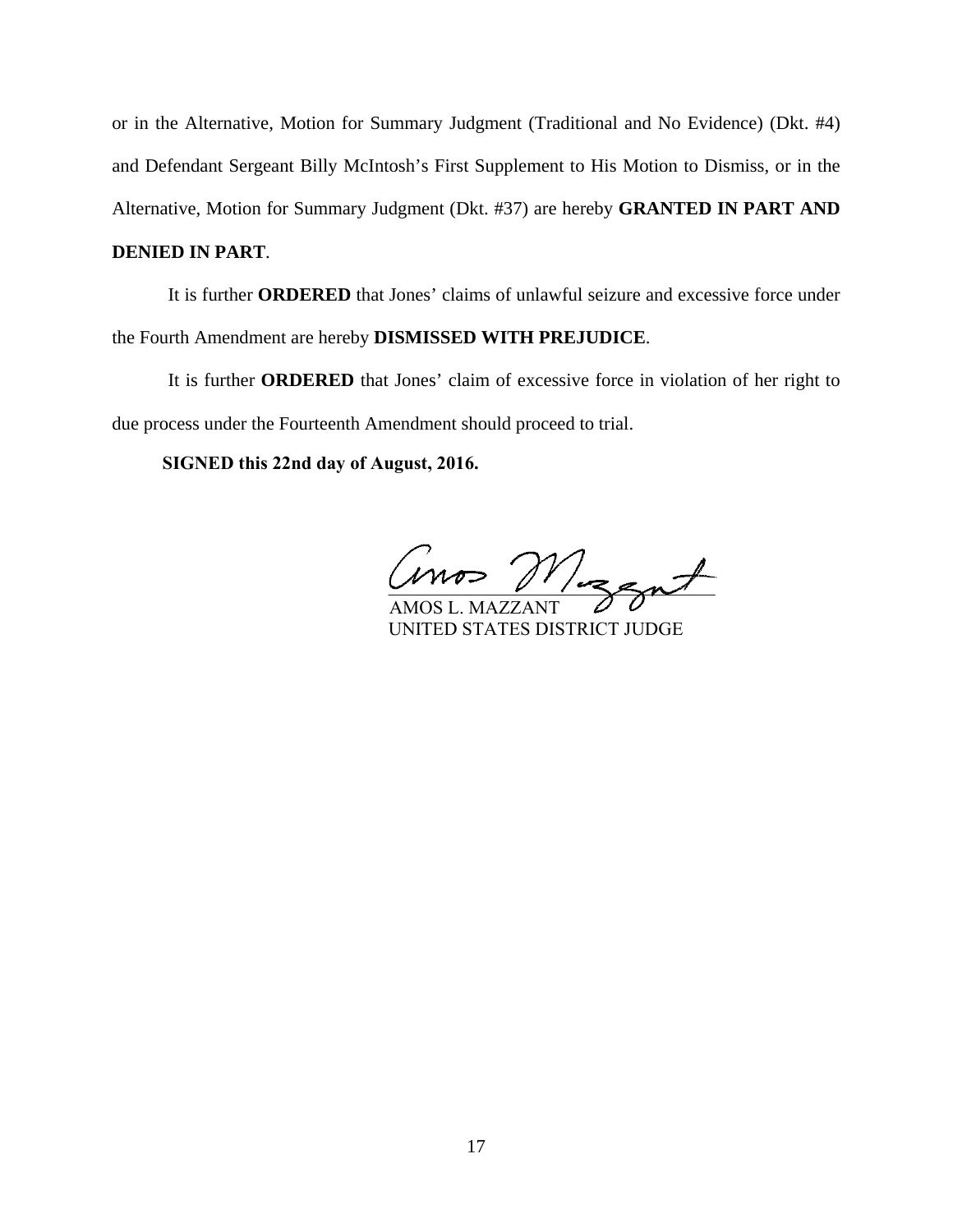or in the Alternative, Motion for Summary Judgment (Traditional and No Evidence) (Dkt. #4) and Defendant Sergeant Billy McIntosh's First Supplement to His Motion to Dismiss, or in the Alternative, Motion for Summary Judgment (Dkt. #37) are hereby **GRANTED IN PART AND DENIED IN PART**.

It is further **ORDERED** that Jones' claims of unlawful seizure and excessive force under the Fourth Amendment are hereby **DISMISSED WITH PREJUDICE**.

It is further **ORDERED** that Jones' claim of excessive force in violation of her right to due process under the Fourteenth Amendment should proceed to trial.

**SIGNED this 22nd day of August, 2016.**

AMOS L. MAZZANT
UNITED STATES DISTRICT JUDGE